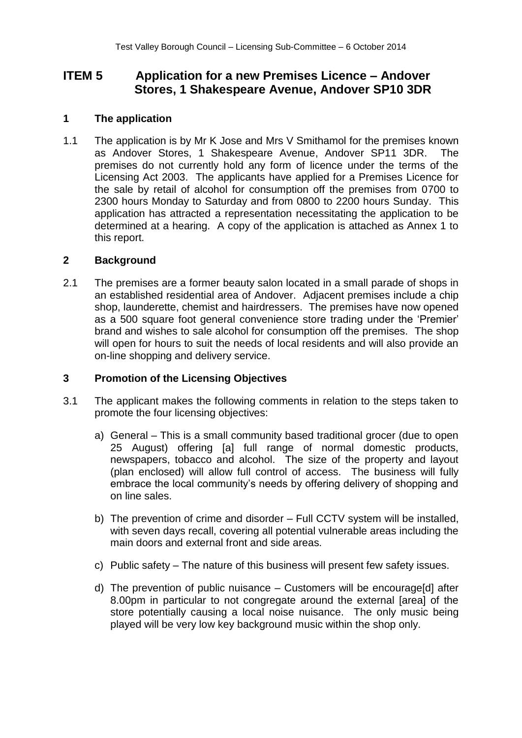# ITEM 5 Application for a new Premises Licence – Andover Stores, 1 Shakespeare Avenue, Andover SP10 3DR

## 1 The application

1.1 The application is by Mr K Jose and Mrs V Smithamol for the premises known as Andover Stores, 1 Shakespeare Avenue, Andover SP11 3DR. The premises do not currently hold any form of licence under the terms of the Licensing Act 2003. The applicants have applied for a Premises Licence for the sale by retail of alcohol for consumption off the premises from 0700 to 2300 hours Monday to Saturday and from 0800 to 2200 hours Sunday. This application has attracted a representation necessitating the application to be determined at a hearing. A copy of the application is attached as Annex 1 to this report.

## 2 Background

2.1 The premises are a former beauty salon located in a small parade of shops in an established residential area of Andover. Adjacent premises include a chip shop, launderette, chemist and hairdressers. The premises have now opened as a 500 square foot general convenience store trading under the 'Premier' brand and wishes to sale alcohol for consumption off the premises. The shop will open for hours to suit the needs of local residents and will also provide an on-line shopping and delivery service.

## 3 Promotion of the Licensing Objectives

3.1 The applicant makes the following comments in relation to the steps taken to promote the four licensing objectives:

a) General – This is a small community based traditional grocer (due to open 25 August) offering [a] full range of normal domestic products, newspapers, tobacco and alcohol. The size of the property and layout (plan enclosed) will allow full control of access. The business will fully embrace the local community's needs by offering delivery of shopping and on line sales.

b) The prevention of crime and disorder – Full CCTV system will be installed, with seven days recall, covering all potential vulnerable areas including the main doors and external front and side areas.

c) Public safety – The nature of this business will present few safety issues.

d) The prevention of public nuisance – Customers will be encourage[d] after 8.00pm in particular to not congregate around the external [area] of the store potentially causing a local noise nuisance. The only music being played will be very low key background music within the shop only.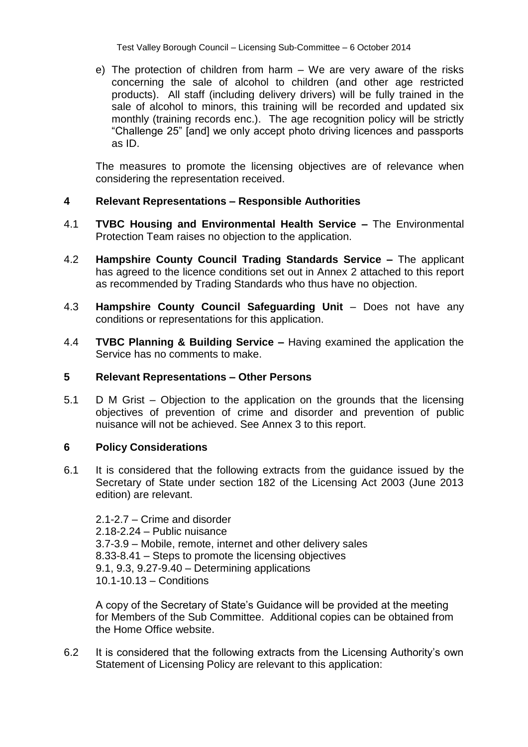e) The protection of children from harm – We are very aware of the risks concerning the sale of alcohol to children (and other age restricted products). All staff (including delivery drivers) will be fully trained in the sale of alcohol to minors, this training will be recorded and updated six monthly (training records enc.). The age recognition policy will be strictly "Challenge 25" [and] we only accept photo driving licences and passports as ID.

The measures to promote the licensing objectives are of relevance when considering the representation received.

## 4 Relevant Representations – Responsible Authorities

4.1 **TVBC Housing and Environmental Health Service –** The Environmental Protection Team raises no objection to the application.

4.2 **Hampshire County Council Trading Standards Service –** The applicant has agreed to the licence conditions set out in Annex 2 attached to this report as recommended by Trading Standards who thus have no objection.

4.3 **Hampshire County Council Safeguarding Unit** – Does not have any conditions or representations for this application.

4.4 **TVBC Planning & Building Service –** Having examined the application the Service has no comments to make.

## 5 Relevant Representations – Other Persons

5.1 D M Grist – Objection to the application on the grounds that the licensing objectives of prevention of crime and disorder and prevention of public nuisance will not be achieved. See Annex 3 to this report.

## 6 Policy Considerations

6.1 It is considered that the following extracts from the guidance issued by the Secretary of State under section 182 of the Licensing Act 2003 (June 2013 edition) are relevant.

2.1-2.7 – Crime and disorder
2.18-2.24 – Public nuisance
3.7-3.9 – Mobile, remote, internet and other delivery sales
8.33-8.41 – Steps to promote the licensing objectives
9.1, 9.3, 9.27-9.40 – Determining applications
10.1-10.13 – Conditions

A copy of the Secretary of State's Guidance will be provided at the meeting for Members of the Sub Committee. Additional copies can be obtained from the Home Office website.

6.2 It is considered that the following extracts from the Licensing Authority's own Statement of Licensing Policy are relevant to this application: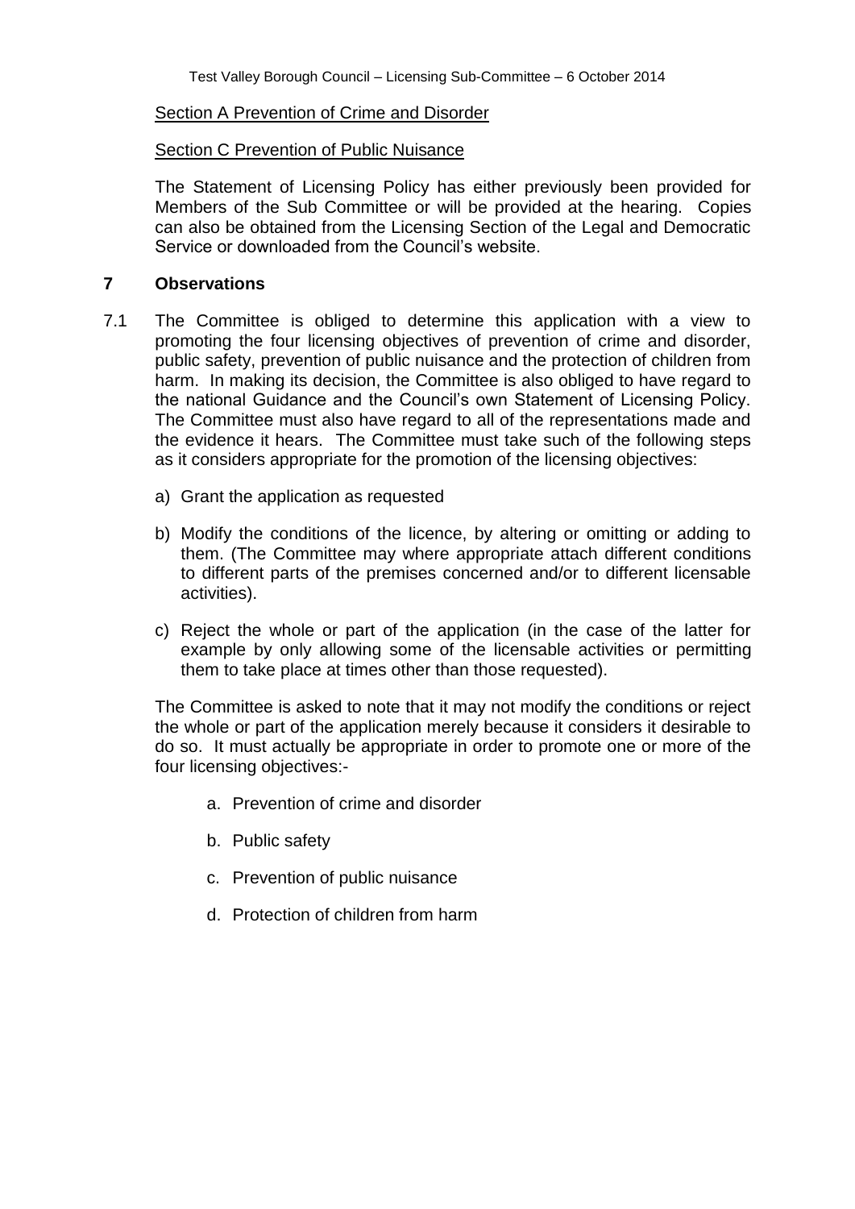Section A Prevention of Crime and Disorder

Section C Prevention of Public Nuisance

The Statement of Licensing Policy has either previously been provided for Members of the Sub Committee or will be provided at the hearing. Copies can also be obtained from the Licensing Section of the Legal and Democratic Service or downloaded from the Council's website.

## 7 Observations

7.1 The Committee is obliged to determine this application with a view to promoting the four licensing objectives of prevention of crime and disorder, public safety, prevention of public nuisance and the protection of children from harm. In making its decision, the Committee is also obliged to have regard to the national Guidance and the Council's own Statement of Licensing Policy. The Committee must also have regard to all of the representations made and the evidence it hears. The Committee must take such of the following steps as it considers appropriate for the promotion of the licensing objectives:

a) Grant the application as requested

b) Modify the conditions of the licence, by altering or omitting or adding to them. (The Committee may where appropriate attach different conditions to different parts of the premises concerned and/or to different licensable activities).

c) Reject the whole or part of the application (in the case of the latter for example by only allowing some of the licensable activities or permitting them to take place at times other than those requested).

The Committee is asked to note that it may not modify the conditions or reject the whole or part of the application merely because it considers it desirable to do so. It must actually be appropriate in order to promote one or more of the four licensing objectives:-

a. Prevention of crime and disorder

b. Public safety

c. Prevention of public nuisance

d. Protection of children from harm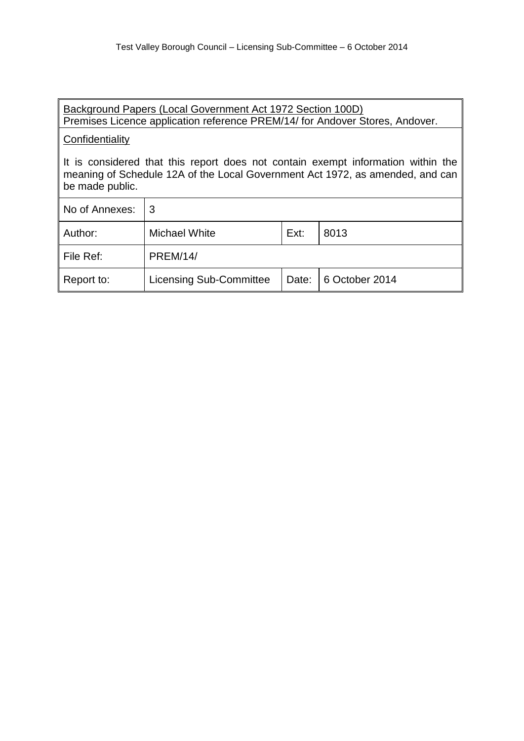| | | | |
|---|---|---|---|
| Background Papers (Local Government Act 1972 Section 100D)<br>Premises Licence application reference PREM/14/ for Andover Stores, Andover. | | | |
| Confidentiality<br><br>It is considered that this report does not contain exempt information within the meaning of Schedule 12A of the Local Government Act 1972, as amended, and can be made public. | | | |
| No of Annexes: | 3 | | |
| Author: | Michael White | Ext: | 8013 |
| File Ref: | PREM/14/ | | |
| Report to: | Licensing Sub-Committee | Date: | 6 October 2014 |